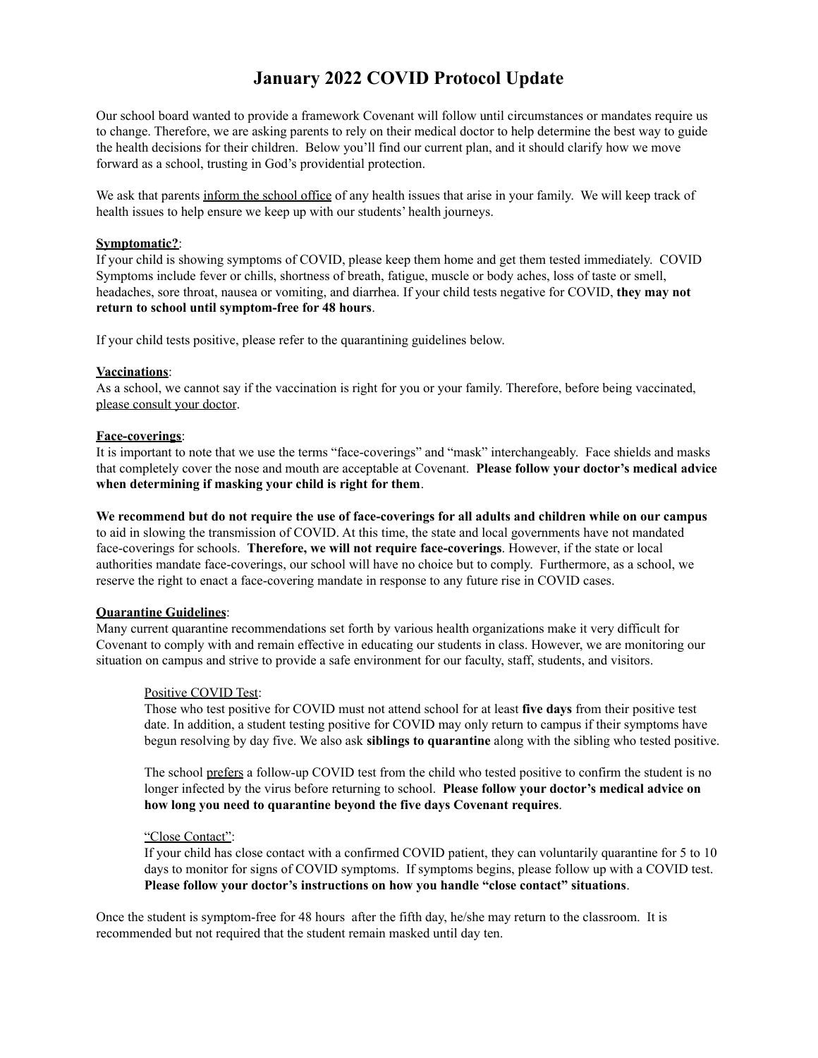# January 2022 COVID Protocol Update

Our school board wanted to provide a framework Covenant will follow until circumstances or mandates require us to change. Therefore, we are asking parents to rely on their medical doctor to help determine the best way to guide the health decisions for their children. Below you'll find our current plan, and it should clarify how we move forward as a school, trusting in God's providential protection.

We ask that parents <u>inform the school office</u> of any health issues that arise in your family. We will keep track of health issues to help ensure we keep up with our students' health journeys.

**<u>Symptomatic?</u>**:

If your child is showing symptoms of COVID, please keep them home and get them tested immediately. COVID Symptoms include fever or chills, shortness of breath, fatigue, muscle or body aches, loss of taste or smell, headaches, sore throat, nausea or vomiting, and diarrhea. If your child tests negative for COVID, **they may not return to school until symptom-free for 48 hours**.

If your child tests positive, please refer to the quarantining guidelines below.

**<u>Vaccinations</u>**:

As a school, we cannot say if the vaccination is right for you or your family. Therefore, before being vaccinated, <u>please consult your doctor</u>.

**<u>Face-coverings</u>**:

It is important to note that we use the terms "face-coverings" and "mask" interchangeably. Face shields and masks that completely cover the nose and mouth are acceptable at Covenant. **Please follow your doctor's medical advice when determining if masking your child is right for them**.

**We recommend but do not require the use of face-coverings for all adults and children while on our campus** to aid in slowing the transmission of COVID. At this time, the state and local governments have not mandated face-coverings for schools. **Therefore, we will not require face-coverings**. However, if the state or local authorities mandate face-coverings, our school will have no choice but to comply. Furthermore, as a school, we reserve the right to enact a face-covering mandate in response to any future rise in COVID cases.

**<u>Quarantine Guidelines</u>**:

Many current quarantine recommendations set forth by various health organizations make it very difficult for Covenant to comply with and remain effective in educating our students in class. However, we are monitoring our situation on campus and strive to provide a safe environment for our faculty, staff, students, and visitors.

<u>Positive COVID Test</u>:

Those who test positive for COVID must not attend school for at least **five days** from their positive test date. In addition, a student testing positive for COVID may only return to campus if their symptoms have begun resolving by day five. We also ask **siblings to quarantine** along with the sibling who tested positive.

The school <u>prefers</u> a follow-up COVID test from the child who tested positive to confirm the student is no longer infected by the virus before returning to school. **Please follow your doctor's medical advice on how long you need to quarantine beyond the five days Covenant requires**.

<u>"Close Contact"</u>:

If your child has close contact with a confirmed COVID patient, they can voluntarily quarantine for 5 to 10 days to monitor for signs of COVID symptoms. If symptoms begins, please follow up with a COVID test. **Please follow your doctor's instructions on how you handle "close contact" situations**.

Once the student is symptom-free for 48 hours after the fifth day, he/she may return to the classroom. It is recommended but not required that the student remain masked until day ten.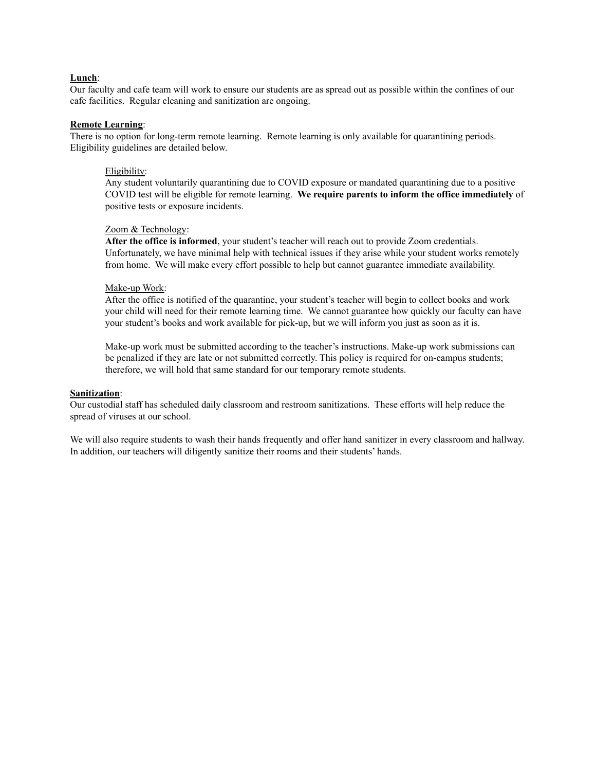**<u>Lunch</u>**:
Our faculty and cafe team will work to ensure our students are as spread out as possible within the confines of our cafe facilities. Regular cleaning and sanitization are ongoing.

**<u>Remote Learning</u>**:
There is no option for long-term remote learning. Remote learning is only available for quarantining periods. Eligibility guidelines are detailed below.

> <u>Eligibility</u>:
> Any student voluntarily quarantining due to COVID exposure or mandated quarantining due to a positive COVID test will be eligible for remote learning. **We require parents to inform the office immediately** of positive tests or exposure incidents.
>
> <u>Zoom & Technology</u>:
> **After the office is informed**, your student's teacher will reach out to provide Zoom credentials. Unfortunately, we have minimal help with technical issues if they arise while your student works remotely from home. We will make every effort possible to help but cannot guarantee immediate availability.
>
> <u>Make-up Work</u>:
> After the office is notified of the quarantine, your student's teacher will begin to collect books and work your child will need for their remote learning time. We cannot guarantee how quickly our faculty can have your student's books and work available for pick-up, but we will inform you just as soon as it is.
>
> Make-up work must be submitted according to the teacher's instructions. Make-up work submissions can be penalized if they are late or not submitted correctly. This policy is required for on-campus students; therefore, we will hold that same standard for our temporary remote students.

**<u>Sanitization</u>**:
Our custodial staff has scheduled daily classroom and restroom sanitizations. These efforts will help reduce the spread of viruses at our school.

We will also require students to wash their hands frequently and offer hand sanitizer in every classroom and hallway. In addition, our teachers will diligently sanitize their rooms and their students' hands.